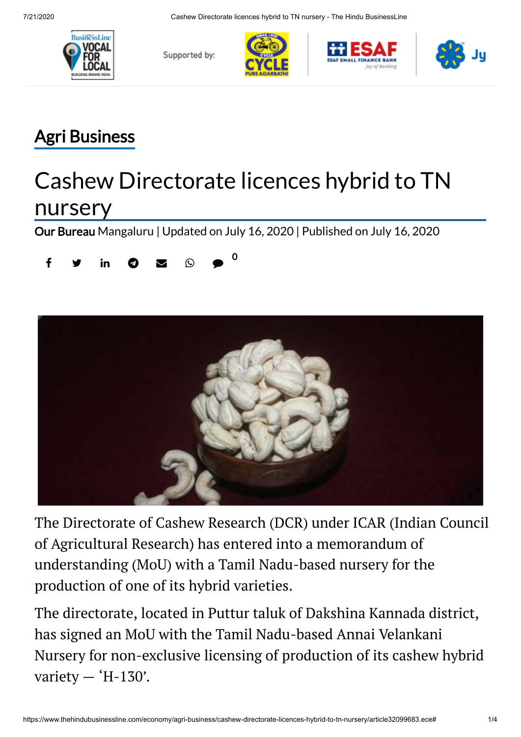Agri Business

# Cashew Directorate licences hybrid to TN nursery

**Our Bureau** Mangaluru | Updated on July 16, 2020 | Published on July 16, 2020

The Directorate of Cashew Research (DCR) under ICAR (Indian Council of Agricultural Research) has entered into a memorandum of understanding (MoU) with a Tamil Nadu-based nursery for the production of one of its hybrid varieties.

The directorate, located in Puttur taluk of Dakshina Kannada district, has signed an MoU with the Tamil Nadu-based Annai Velankani Nursery for non-exclusive licensing of production of its cashew hybrid variety — 'H-130'.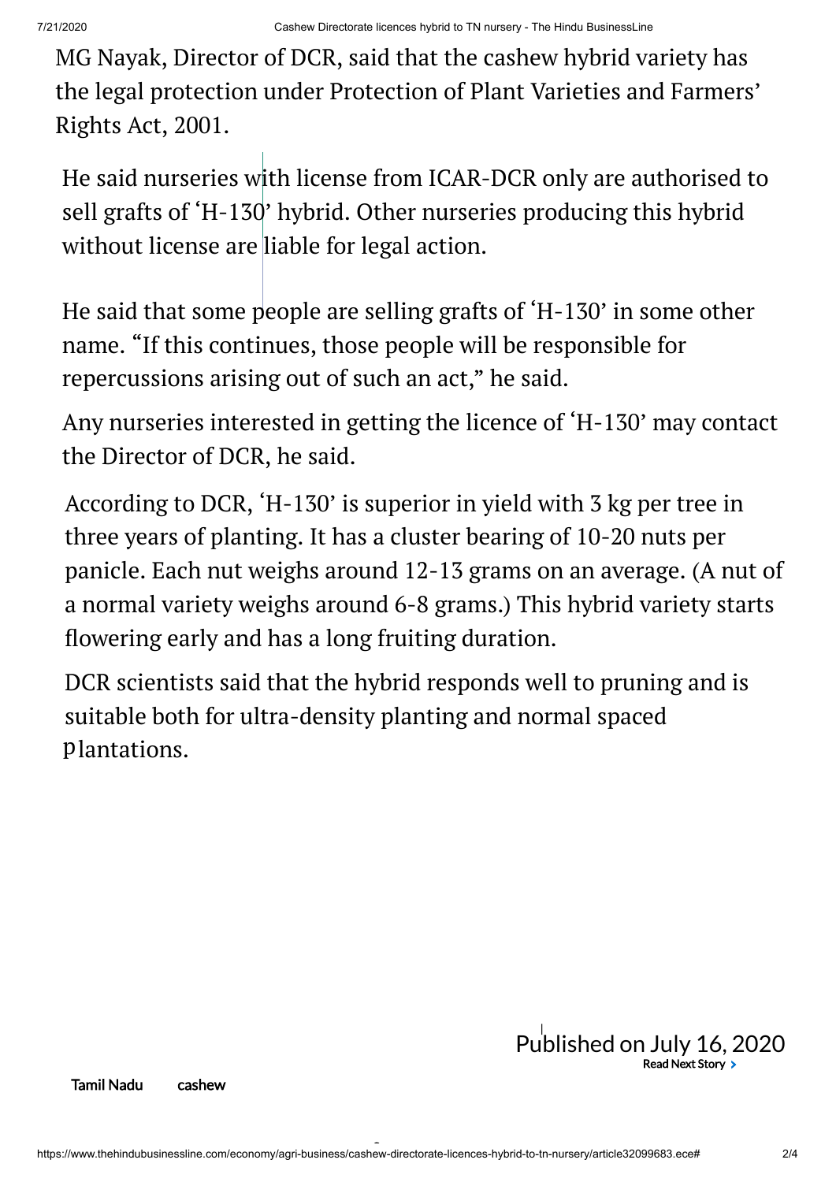MG Nayak, Director of DCR, said that the cashew hybrid variety has the legal protection under Protection of Plant Varieties and Farmers' Rights Act, 2001.

He said nurseries with license from ICAR-DCR only are authorised to sell grafts of 'H-130' hybrid. Other nurseries producing this hybrid without license are liable for legal action.

He said that some people are selling grafts of 'H-130' in some other name. "If this continues, those people will be responsible for repercussions arising out of such an act," he said.

Any nurseries interested in getting the licence of 'H-130' may contact the Director of DCR, he said.

According to DCR, 'H-130' is superior in yield with 3 kg per tree in three years of planting. It has a cluster bearing of 10-20 nuts per panicle. Each nut weighs around 12-13 grams on an average. (A nut of a normal variety weighs around 6-8 grams.) This hybrid variety starts flowering early and has a long fruiting duration.

DCR scientists said that the hybrid responds well to pruning and is suitable both for ultra-density planting and normal spaced plantations.

Published on July 16, 2020

Read Next Story

Tamil Nadu　cashew